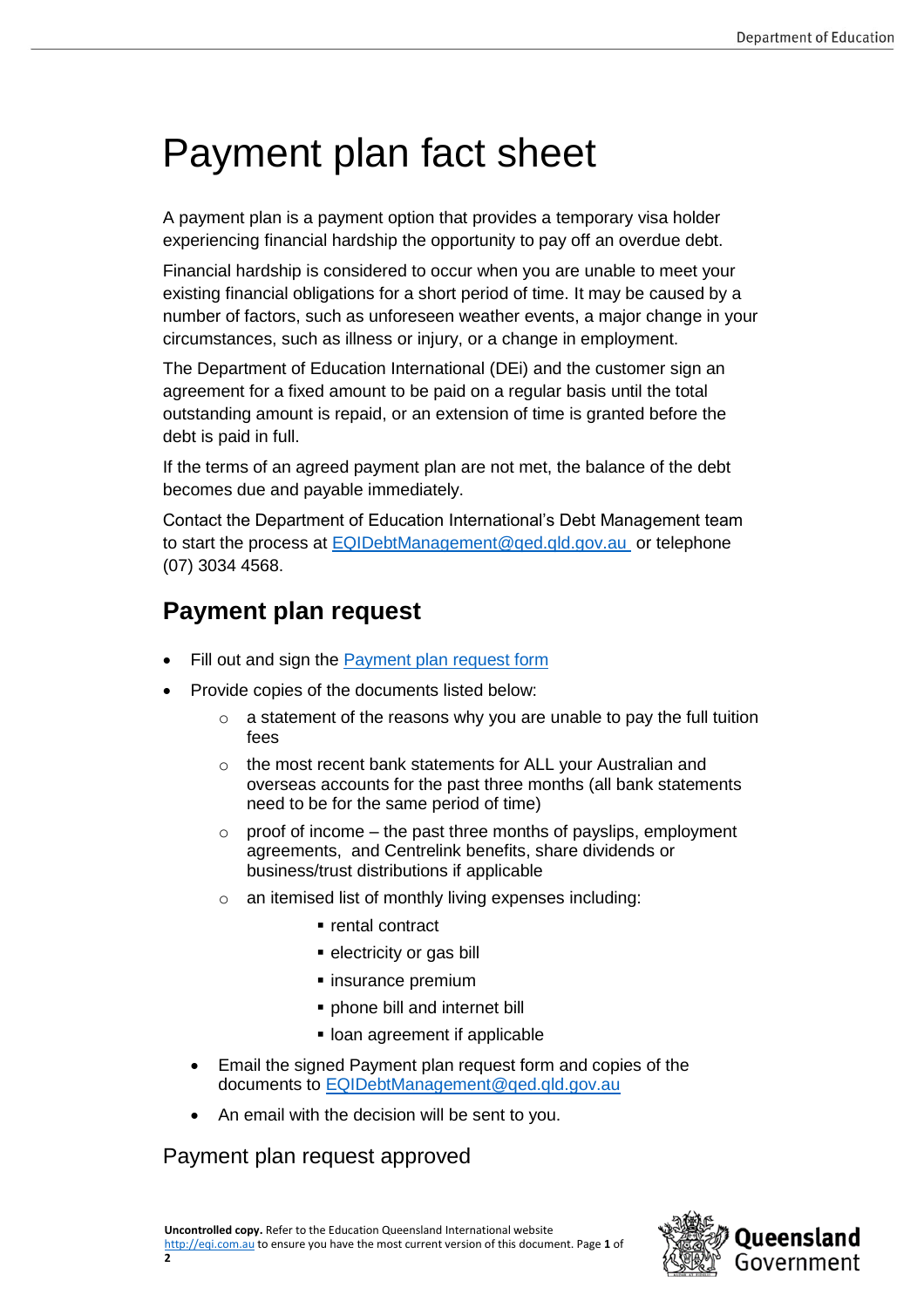# Payment plan fact sheet

A payment plan is a payment option that provides a temporary visa holder experiencing financial hardship the opportunity to pay off an overdue debt.

Financial hardship is considered to occur when you are unable to meet your existing financial obligations for a short period of time. It may be caused by a number of factors, such as unforeseen weather events, a major change in your circumstances, such as illness or injury, or a change in employment.

The Department of Education International (DEi) and the customer sign an agreement for a fixed amount to be paid on a regular basis until the total outstanding amount is repaid, or an extension of time is granted before the debt is paid in full.

If the terms of an agreed payment plan are not met, the balance of the debt becomes due and payable immediately.

Contact the Department of Education International's Debt Management team to start the process at [EQIDebtManagement@qed.qld.gov.au](mailto:EQIDebtManagement@qed.qld.gov.au) or telephone (07) 3034 4568.

## Payment plan request

- Fill out and sign the [Payment plan request form]()
- Provide copies of the documents listed below:
  - a statement of the reasons why you are unable to pay the full tuition fees
  - the most recent bank statements for ALL your Australian and overseas accounts for the past three months (all bank statements need to be for the same period of time)
  - proof of income – the past three months of payslips, employment agreements, and Centrelink benefits, share dividends or business/trust distributions if applicable
  - an itemised list of monthly living expenses including:
    - rental contract
    - electricity or gas bill
    - insurance premium
    - phone bill and internet bill
    - loan agreement if applicable
- Email the signed Payment plan request form and copies of the documents to [EQIDebtManagement@qed.qld.gov.au](mailto:EQIDebtManagement@qed.qld.gov.au)
- An email with the decision will be sent to you.

### Payment plan request approved

**Uncontrolled copy.** Refer to the Education Queensland International website http://eqi.com.au to ensure you have the most current version of this document.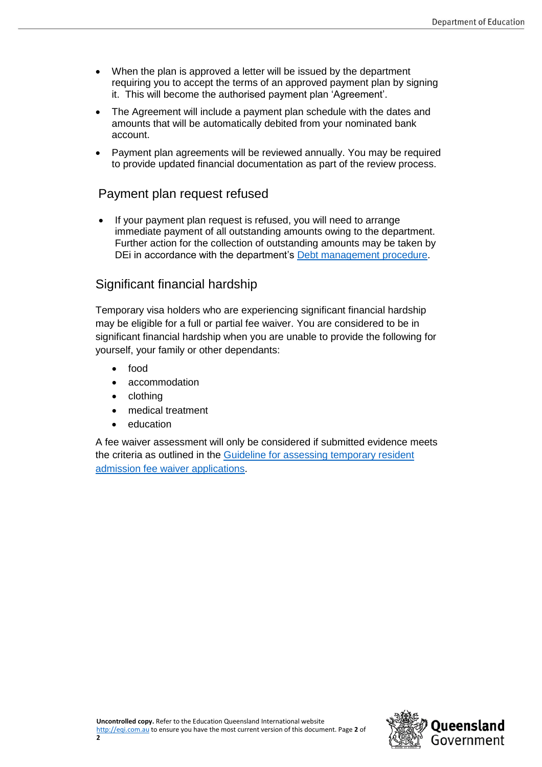- When the plan is approved a letter will be issued by the department requiring you to accept the terms of an approved payment plan by signing it. This will become the authorised payment plan 'Agreement'.
- The Agreement will include a payment plan schedule with the dates and amounts that will be automatically debited from your nominated bank account.
- Payment plan agreements will be reviewed annually. You may be required to provide updated financial documentation as part of the review process.

## Payment plan request refused

- If your payment plan request is refused, you will need to arrange immediate payment of all outstanding amounts owing to the department. Further action for the collection of outstanding amounts may be taken by DEi in accordance with the department's Debt management procedure.

## Significant financial hardship

Temporary visa holders who are experiencing significant financial hardship may be eligible for a full or partial fee waiver. You are considered to be in significant financial hardship when you are unable to provide the following for yourself, your family or other dependants:

- food
- accommodation
- clothing
- medical treatment
- education

A fee waiver assessment will only be considered if submitted evidence meets the criteria as outlined in the Guideline for assessing temporary resident admission fee waiver applications.

**Uncontrolled copy.** Refer to the Education Queensland International website http://eqi.com.au to ensure you have the most current version of this document.